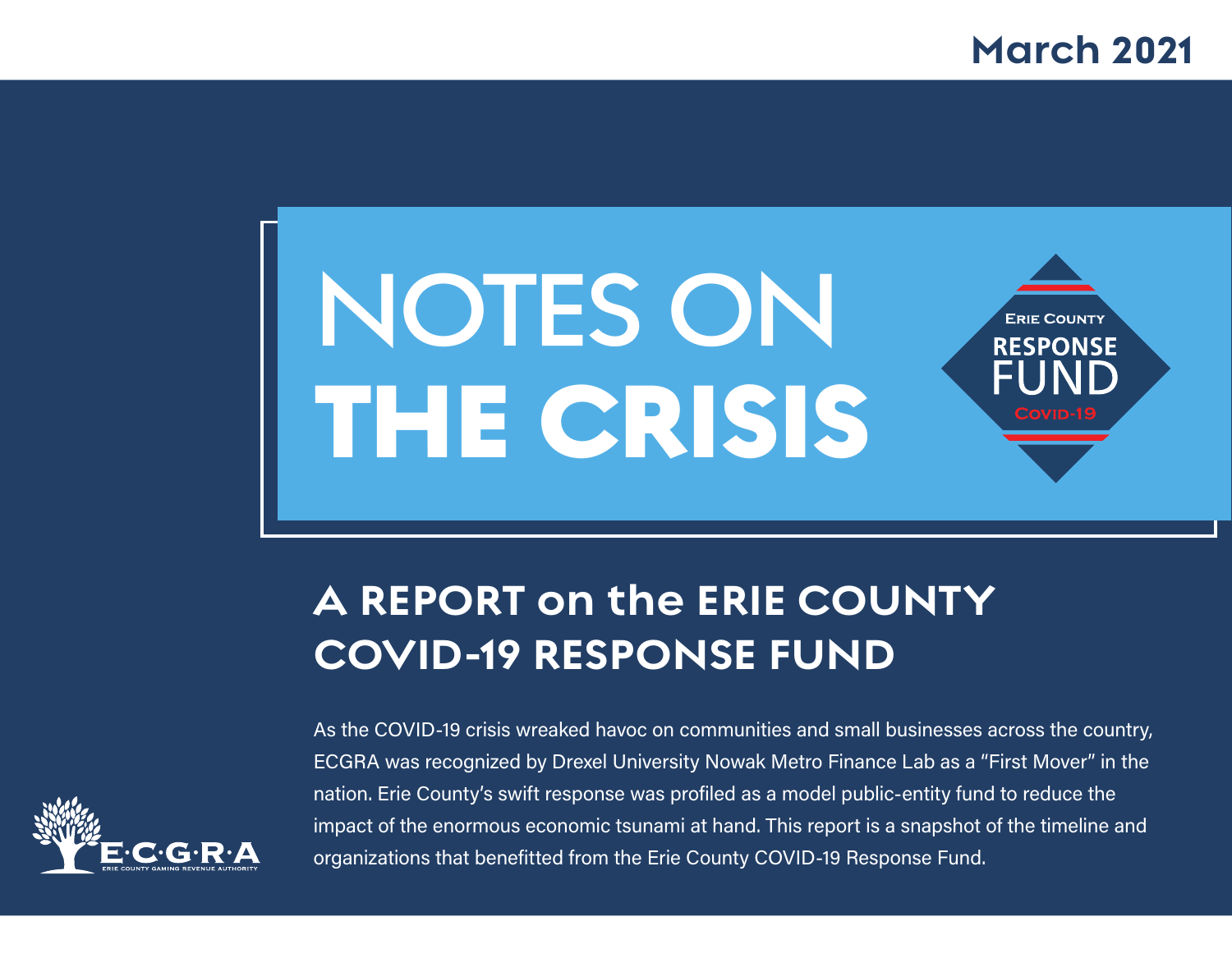March 2021

# NOTES ON THE CRISIS

Erie County
RESPONSE FUND
Covid-19

## A REPORT on the ERIE COUNTY COVID-19 RESPONSE FUND

As the COVID-19 crisis wreaked havoc on communities and small businesses across the country, ECGRA was recognized by Drexel University Nowak Metro Finance Lab as a "First Mover" in the nation. Erie County's swift response was profiled as a model public-entity fund to reduce the impact of the enormous economic tsunami at hand. This report is a snapshot of the timeline and organizations that benefitted from the Erie County COVID-19 Response Fund.

E·C·G·R·A
ERIE COUNTY GAMING REVENUE AUTHORITY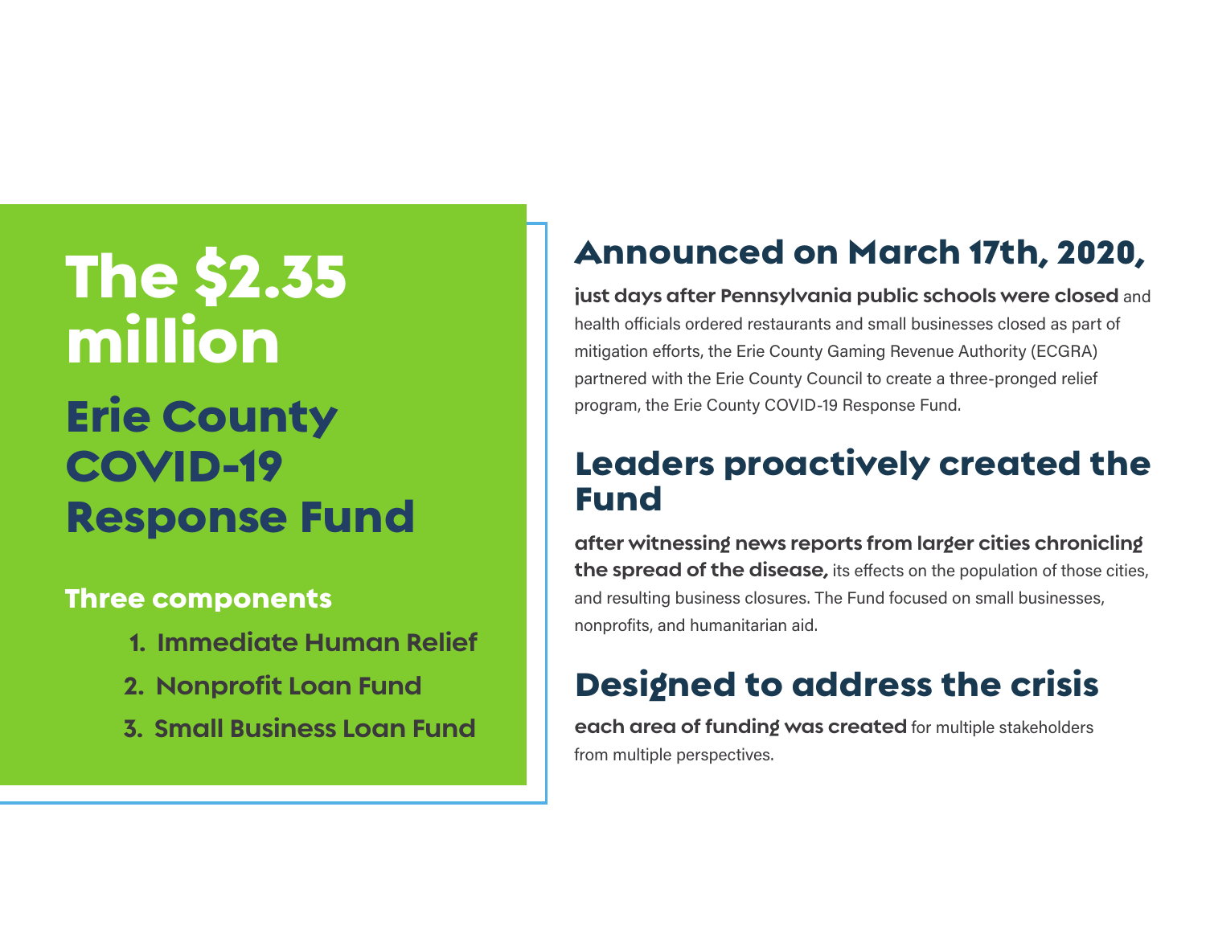# The $2.35 million

## Erie County COVID-19 Response Fund

### Three components

1. Immediate Human Relief
2. Nonprofit Loan Fund
3. Small Business Loan Fund

## Announced on March 17th, 2020,

**just days after Pennsylvania public schools were closed** and health officials ordered restaurants and small businesses closed as part of mitigation efforts, the Erie County Gaming Revenue Authority (ECGRA) partnered with the Erie County Council to create a three-pronged relief program, the Erie County COVID-19 Response Fund.

## Leaders proactively created the Fund

**after witnessing news reports from larger cities chronicling the spread of the disease,** its effects on the population of those cities, and resulting business closures. The Fund focused on small businesses, nonprofits, and humanitarian aid.

## Designed to address the crisis

**each area of funding was created** for multiple stakeholders from multiple perspectives.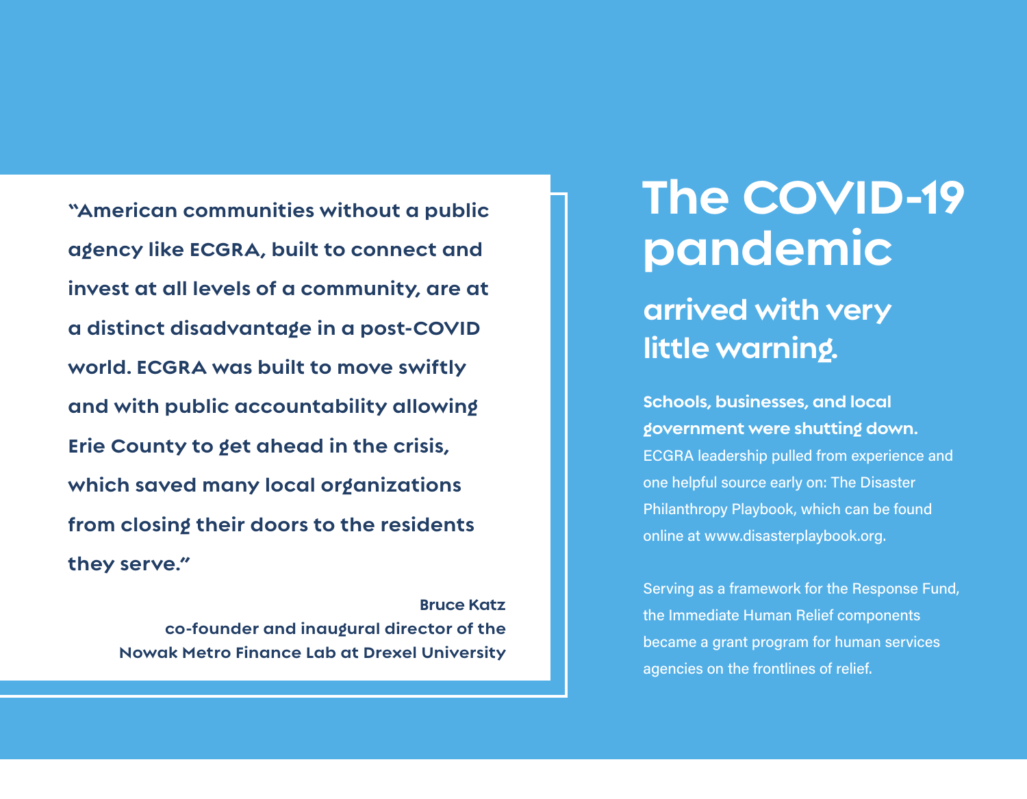> "American communities without a public agency like ECGRA, built to connect and invest at all levels of a community, are at a distinct disadvantage in a post-COVID world. ECGRA was built to move swiftly and with public accountability allowing Erie County to get ahead in the crisis, which saved many local organizations from closing their doors to the residents they serve."
>
> **Bruce Katz**
> co-founder and inaugural director of the Nowak Metro Finance Lab at Drexel University

# The COVID-19 pandemic

## arrived with very little warning.

**Schools, businesses, and local government were shutting down.** ECGRA leadership pulled from experience and one helpful source early on: The Disaster Philanthropy Playbook, which can be found online at www.disasterplaybook.org.

Serving as a framework for the Response Fund, the Immediate Human Relief components became a grant program for human services agencies on the frontlines of relief.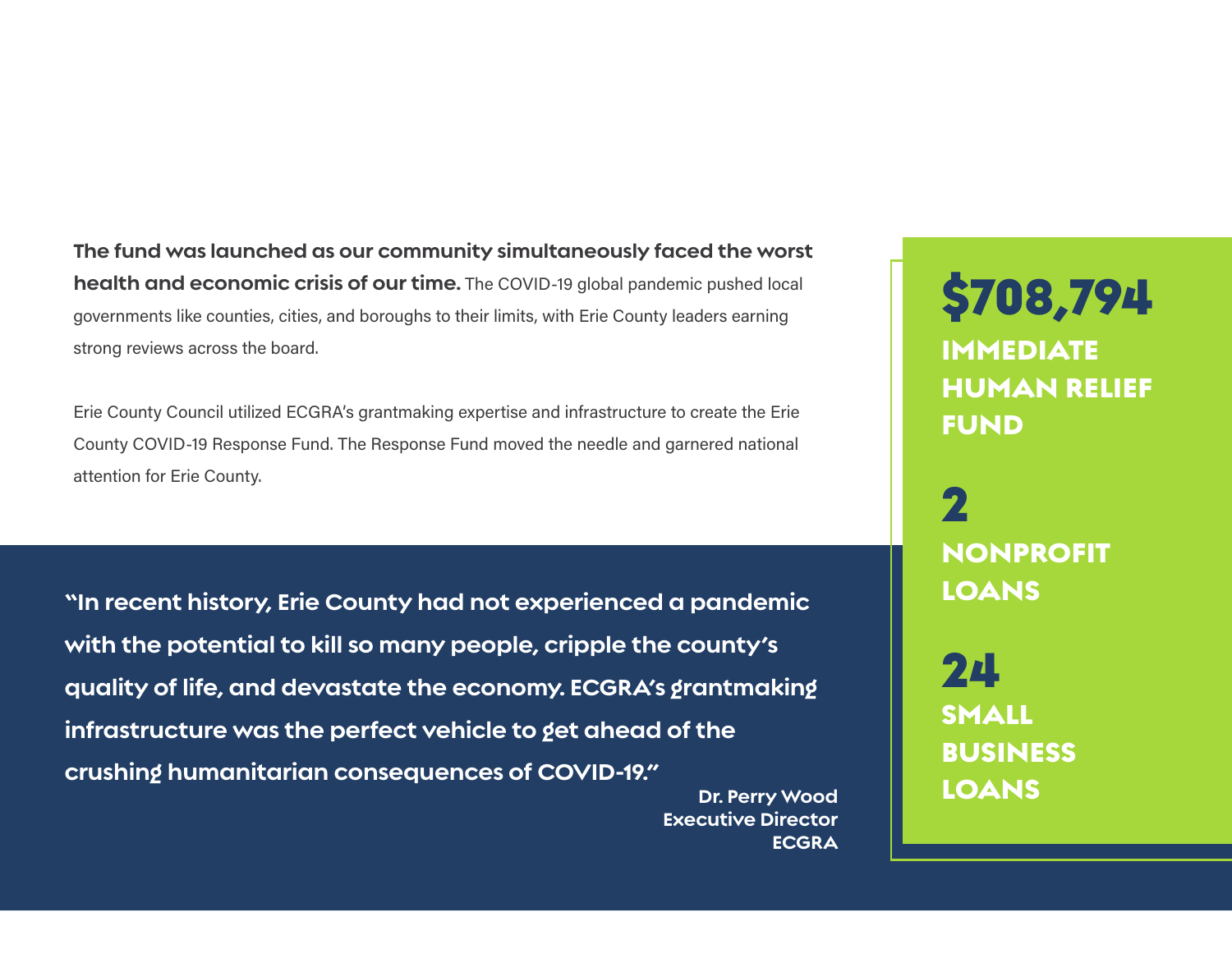**The fund was launched as our community simultaneously faced the worst health and economic crisis of our time.** The COVID-19 global pandemic pushed local governments like counties, cities, and boroughs to their limits, with Erie County leaders earning strong reviews across the board.

Erie County Council utilized ECGRA's grantmaking expertise and infrastructure to create the Erie County COVID-19 Response Fund. The Response Fund moved the needle and garnered national attention for Erie County.

**"In recent history, Erie County had not experienced a pandemic with the potential to kill so many people, cripple the county's quality of life, and devastate the economy. ECGRA's grantmaking infrastructure was the perfect vehicle to get ahead of the crushing humanitarian consequences of COVID-19."**

**Dr. Perry Wood**
**Executive Director**
**ECGRA**

**$708,794**
**IMMEDIATE HUMAN RELIEF FUND**

**2**
**NONPROFIT LOANS**

**24**
**SMALL BUSINESS LOANS**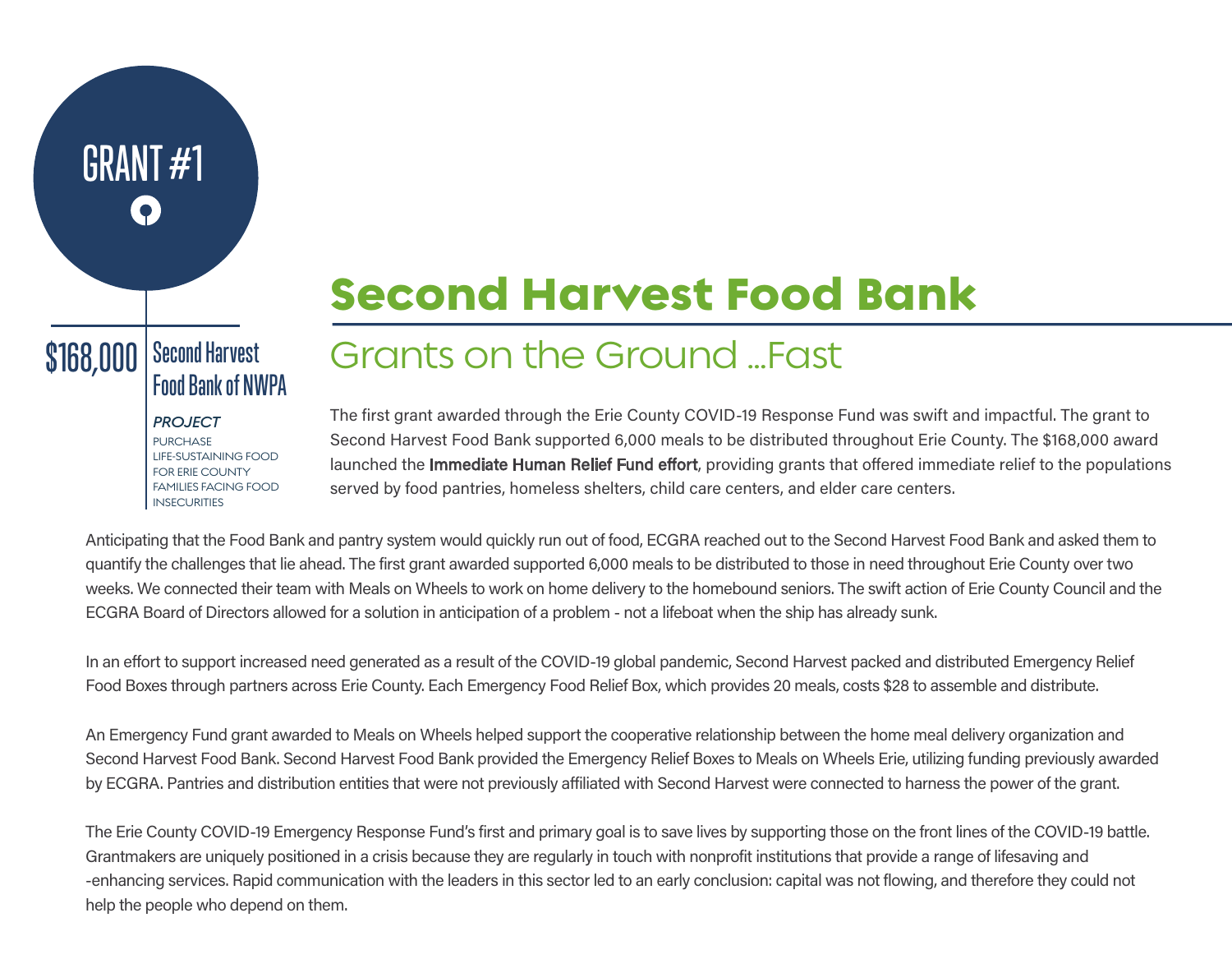GRANT #1

$168,000 Second Harvest Food Bank of NWPA

*PROJECT*

PURCHASE LIFE-SUSTAINING FOOD FOR ERIE COUNTY FAMILIES FACING FOOD INSECURITIES

# Second Harvest Food Bank

## Grants on the Ground ...Fast

The first grant awarded through the Erie County COVID-19 Response Fund was swift and impactful. The grant to Second Harvest Food Bank supported 6,000 meals to be distributed throughout Erie County. The $168,000 award launched the **Immediate Human Relief Fund effort**, providing grants that offered immediate relief to the populations served by food pantries, homeless shelters, child care centers, and elder care centers.

Anticipating that the Food Bank and pantry system would quickly run out of food, ECGRA reached out to the Second Harvest Food Bank and asked them to quantify the challenges that lie ahead. The first grant awarded supported 6,000 meals to be distributed to those in need throughout Erie County over two weeks. We connected their team with Meals on Wheels to work on home delivery to the homebound seniors. The swift action of Erie County Council and the ECGRA Board of Directors allowed for a solution in anticipation of a problem - not a lifeboat when the ship has already sunk.

In an effort to support increased need generated as a result of the COVID-19 global pandemic, Second Harvest packed and distributed Emergency Relief Food Boxes through partners across Erie County. Each Emergency Food Relief Box, which provides 20 meals, costs $28 to assemble and distribute.

An Emergency Fund grant awarded to Meals on Wheels helped support the cooperative relationship between the home meal delivery organization and Second Harvest Food Bank. Second Harvest Food Bank provided the Emergency Relief Boxes to Meals on Wheels Erie, utilizing funding previously awarded by ECGRA. Pantries and distribution entities that were not previously affiliated with Second Harvest were connected to harness the power of the grant.

The Erie County COVID-19 Emergency Response Fund's first and primary goal is to save lives by supporting those on the front lines of the COVID-19 battle. Grantmakers are uniquely positioned in a crisis because they are regularly in touch with nonprofit institutions that provide a range of lifesaving and -enhancing services. Rapid communication with the leaders in this sector led to an early conclusion: capital was not flowing, and therefore they could not help the people who depend on them.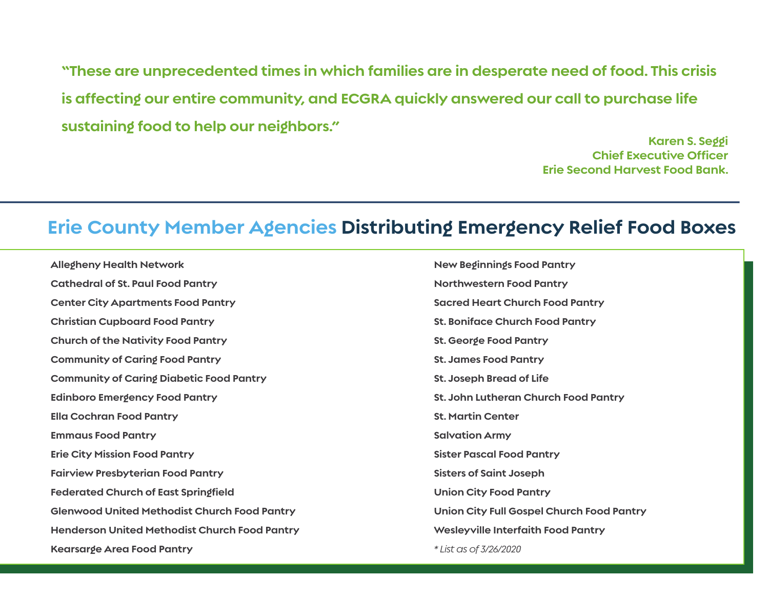**"These are unprecedented times in which families are in desperate need of food. This crisis is affecting our entire community, and ECGRA quickly answered our call to purchase life sustaining food to help our neighbors."**

**Karen S. Seggi**
**Chief Executive Officer**
**Erie Second Harvest Food Bank.**

## Erie County Member Agencies Distributing Emergency Relief Food Boxes

- Allegheny Health Network
- Cathedral of St. Paul Food Pantry
- Center City Apartments Food Pantry
- Christian Cupboard Food Pantry
- Church of the Nativity Food Pantry
- Community of Caring Food Pantry
- Community of Caring Diabetic Food Pantry
- Edinboro Emergency Food Pantry
- Ella Cochran Food Pantry
- Emmaus Food Pantry
- Erie City Mission Food Pantry
- Fairview Presbyterian Food Pantry
- Federated Church of East Springfield
- Glenwood United Methodist Church Food Pantry
- Henderson United Methodist Church Food Pantry
- Kearsarge Area Food Pantry
- New Beginnings Food Pantry
- Northwestern Food Pantry
- Sacred Heart Church Food Pantry
- St. Boniface Church Food Pantry
- St. George Food Pantry
- St. James Food Pantry
- St. Joseph Bread of Life
- St. John Lutheran Church Food Pantry
- St. Martin Center
- Salvation Army
- Sister Pascal Food Pantry
- Sisters of Saint Joseph
- Union City Food Pantry
- Union City Full Gospel Church Food Pantry
- Wesleyville Interfaith Food Pantry

*\* List as of 3/26/2020*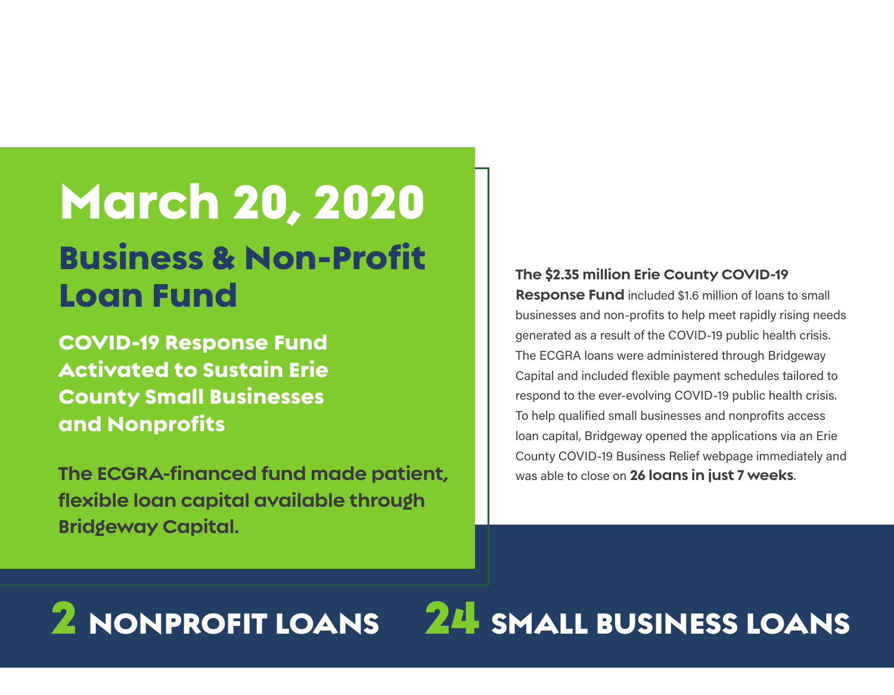# March 20, 2020

## Business & Non-Profit Loan Fund

### COVID-19 Response Fund Activated to Sustain Erie County Small Businesses and Nonprofits

**The ECGRA-financed fund made patient, flexible loan capital available through Bridgeway Capital.**

**The $2.35 million Erie County COVID-19 Response Fund** included $1.6 million of loans to small businesses and non-profits to help meet rapidly rising needs generated as a result of the COVID-19 public health crisis. The ECGRA loans were administered through Bridgeway Capital and included flexible payment schedules tailored to respond to the ever-evolving COVID-19 public health crisis. To help qualified small businesses and nonprofits access loan capital, Bridgeway opened the applications via an Erie County COVID-19 Business Relief webpage immediately and was able to close on **26 loans in just 7 weeks**.

**2 NONPROFIT LOANS**

**24 SMALL BUSINESS LOANS**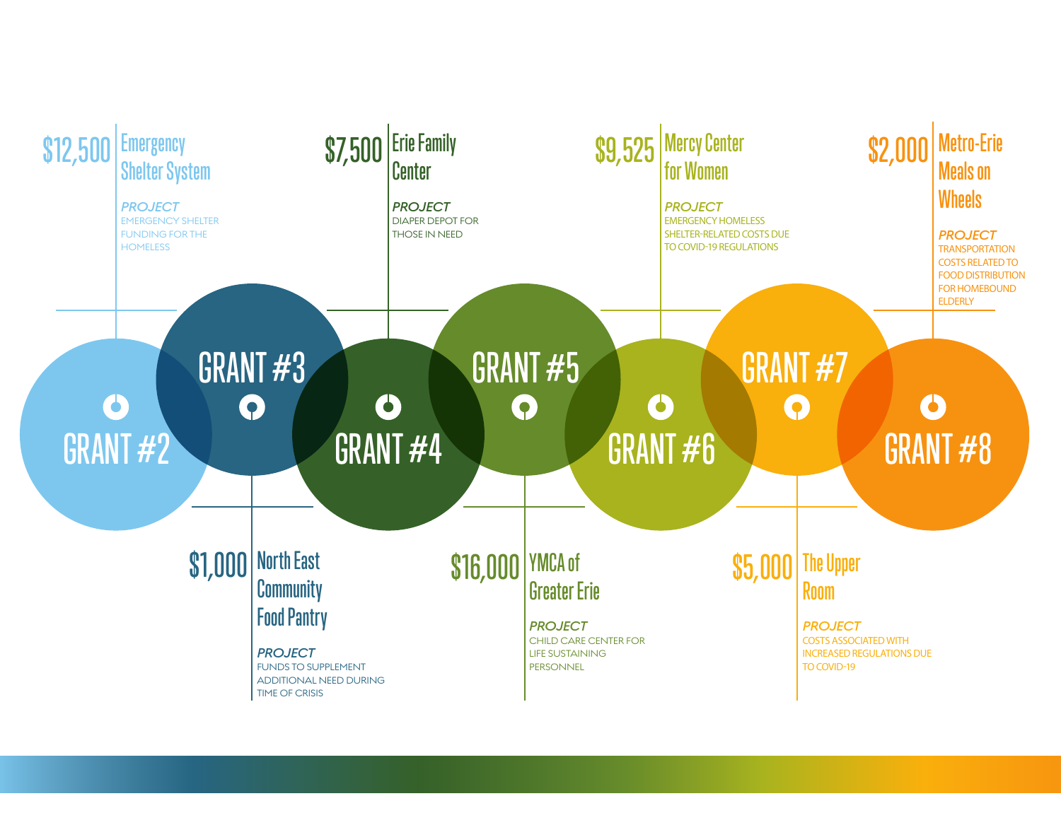## GRANT #2

**$12,500 Emergency Shelter System**

*PROJECT*
EMERGENCY SHELTER FUNDING FOR THE HOMELESS

## GRANT #3

**$1,000 North East Community Food Pantry**

*PROJECT*
FUNDS TO SUPPLEMENT ADDITIONAL NEED DURING TIME OF CRISIS

## GRANT #4

**$7,500 Erie Family Center**

*PROJECT*
DIAPER DEPOT FOR THOSE IN NEED

## GRANT #5

**$16,000 YMCA of Greater Erie**

*PROJECT*
CHILD CARE CENTER FOR LIFE SUSTAINING PERSONNEL

## GRANT #6

**$9,525 Mercy Center for Women**

*PROJECT*
EMERGENCY HOMELESS SHELTER-RELATED COSTS DUE TO COVID-19 REGULATIONS

## GRANT #7

**$5,000 The Upper Room**

*PROJECT*
COSTS ASSOCIATED WITH INCREASED REGULATIONS DUE TO COVID-19

## GRANT #8

**$2,000 Metro-Erie Meals on Wheels**

*PROJECT*
TRANSPORTATION COSTS RELATED TO FOOD DISTRIBUTION FOR HOMEBOUND ELDERLY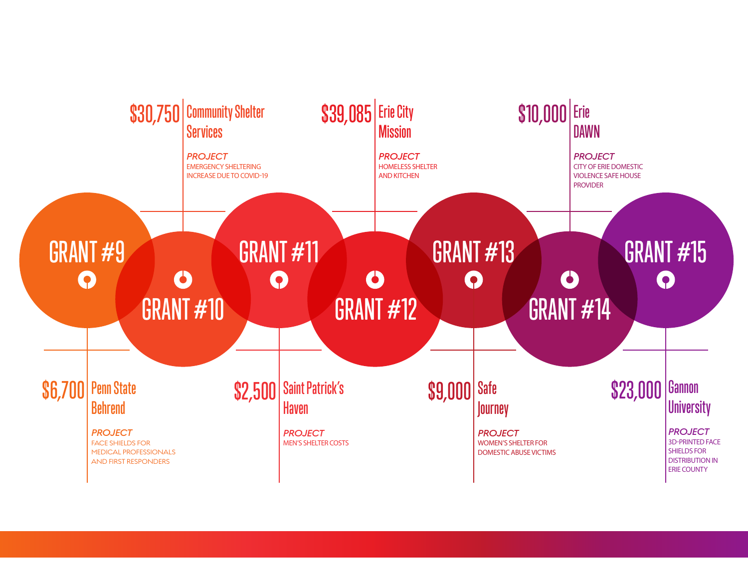## GRANT #9

**$6,700** Penn State Behrend

*PROJECT*
FACE SHIELDS FOR MEDICAL PROFESSIONALS AND FIRST RESPONDERS

## GRANT #10

**$30,750** Community Shelter Services

*PROJECT*
EMERGENCY SHELTERING INCREASE DUE TO COVID-19

## GRANT #11

**$2,500** Saint Patrick's Haven

*PROJECT*
MEN'S SHELTER COSTS

## GRANT #12

**$39,085** Erie City Mission

*PROJECT*
HOMELESS SHELTER AND KITCHEN

## GRANT #13

**$9,000** Safe Journey

*PROJECT*
WOMEN'S SHELTER FOR DOMESTIC ABUSE VICTIMS

## GRANT #14

**$10,000** Erie DAWN

*PROJECT*
CITY OF ERIE DOMESTIC VIOLENCE SAFE HOUSE PROVIDER

## GRANT #15

**$23,000** Gannon University

*PROJECT*
3D-PRINTED FACE SHIELDS FOR DISTRIBUTION IN ERIE COUNTY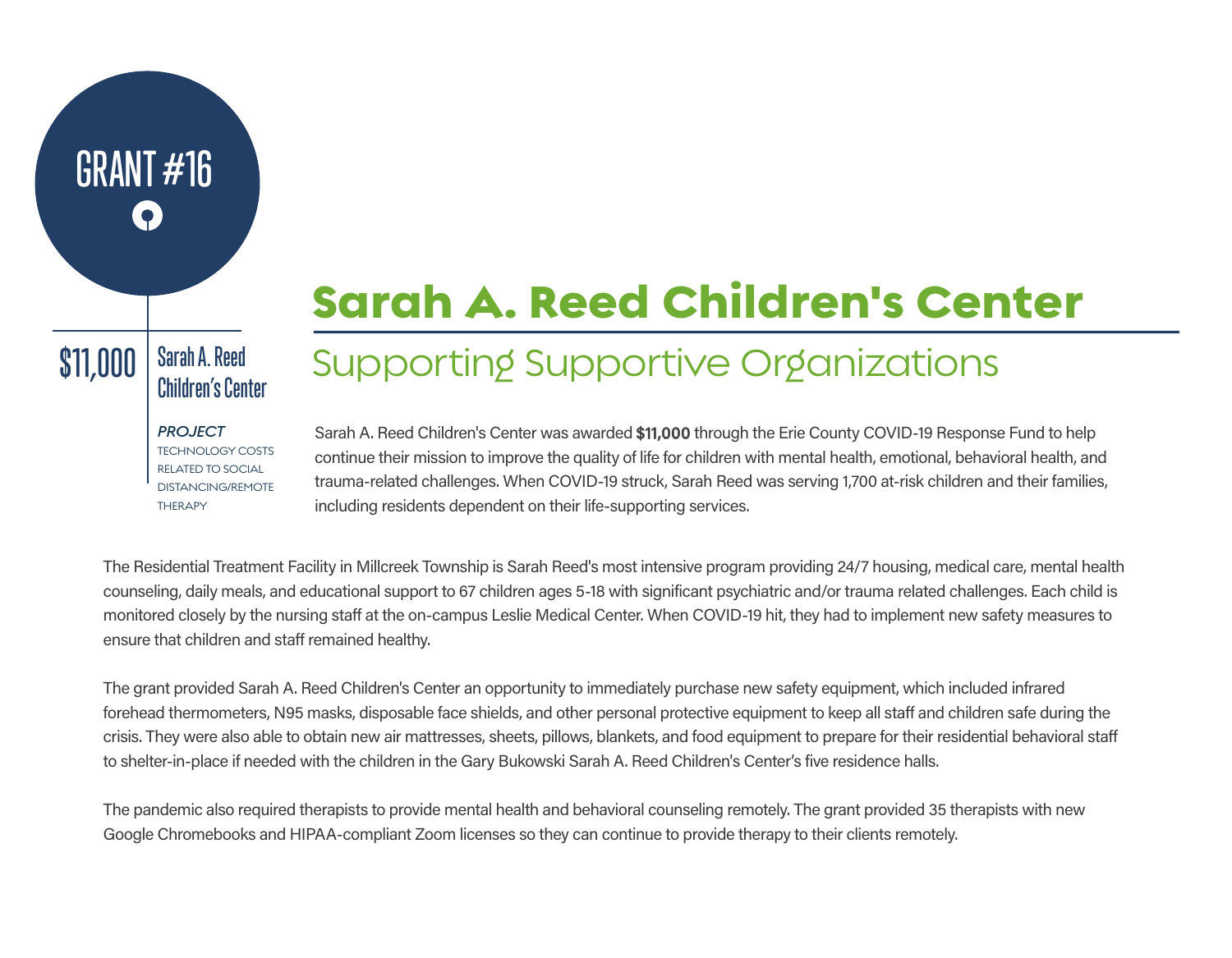GRANT #16

**$11,000** | Sarah A. Reed Children's Center

*PROJECT*
TECHNOLOGY COSTS RELATED TO SOCIAL DISTANCING/REMOTE THERAPY

# Sarah A. Reed Children's Center

## Supporting Supportive Organizations

Sarah A. Reed Children's Center was awarded **$11,000** through the Erie County COVID-19 Response Fund to help continue their mission to improve the quality of life for children with mental health, emotional, behavioral health, and trauma-related challenges. When COVID-19 struck, Sarah Reed was serving 1,700 at-risk children and their families, including residents dependent on their life-supporting services.

The Residential Treatment Facility in Millcreek Township is Sarah Reed's most intensive program providing 24/7 housing, medical care, mental health counseling, daily meals, and educational support to 67 children ages 5-18 with significant psychiatric and/or trauma related challenges. Each child is monitored closely by the nursing staff at the on-campus Leslie Medical Center. When COVID-19 hit, they had to implement new safety measures to ensure that children and staff remained healthy.

The grant provided Sarah A. Reed Children's Center an opportunity to immediately purchase new safety equipment, which included infrared forehead thermometers, N95 masks, disposable face shields, and other personal protective equipment to keep all staff and children safe during the crisis. They were also able to obtain new air mattresses, sheets, pillows, blankets, and food equipment to prepare for their residential behavioral staff to shelter-in-place if needed with the children in the Gary Bukowski Sarah A. Reed Children's Center's five residence halls.

The pandemic also required therapists to provide mental health and behavioral counseling remotely. The grant provided 35 therapists with new Google Chromebooks and HIPAA-compliant Zoom licenses so they can continue to provide therapy to their clients remotely.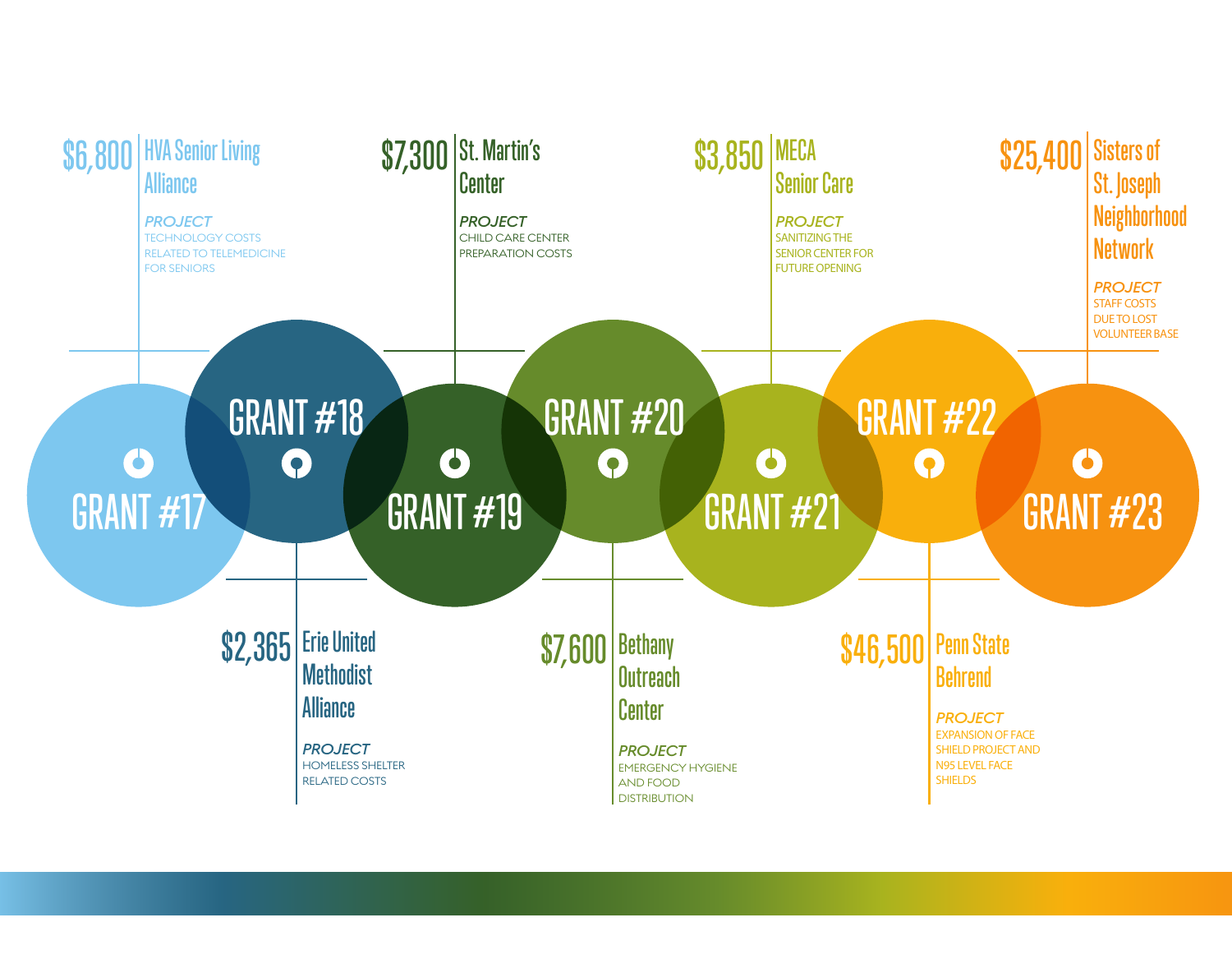## GRANT #17

**$6,800** HVA Senior Living Alliance

*PROJECT*
TECHNOLOGY COSTS RELATED TO TELEMEDICINE FOR SENIORS

## GRANT #18

**$2,365** Erie United Methodist Alliance

*PROJECT*
HOMELESS SHELTER RELATED COSTS

## GRANT #19

**$7,300** St. Martin's Center

*PROJECT*
CHILD CARE CENTER PREPARATION COSTS

## GRANT #20

**$7,600** Bethany Outreach Center

*PROJECT*
EMERGENCY HYGIENE AND FOOD DISTRIBUTION

## GRANT #21

**$3,850** MECA Senior Care

*PROJECT*
SANITIZING THE SENIOR CENTER FOR FUTURE OPENING

## GRANT #22

**$46,500** Penn State Behrend

*PROJECT*
EXPANSION OF FACE SHIELD PROJECT AND N95 LEVEL FACE SHIELDS

## GRANT #23

**$25,400** Sisters of St. Joseph Neighborhood Network

*PROJECT*
STAFF COSTS DUE TO LOST VOLUNTEER BASE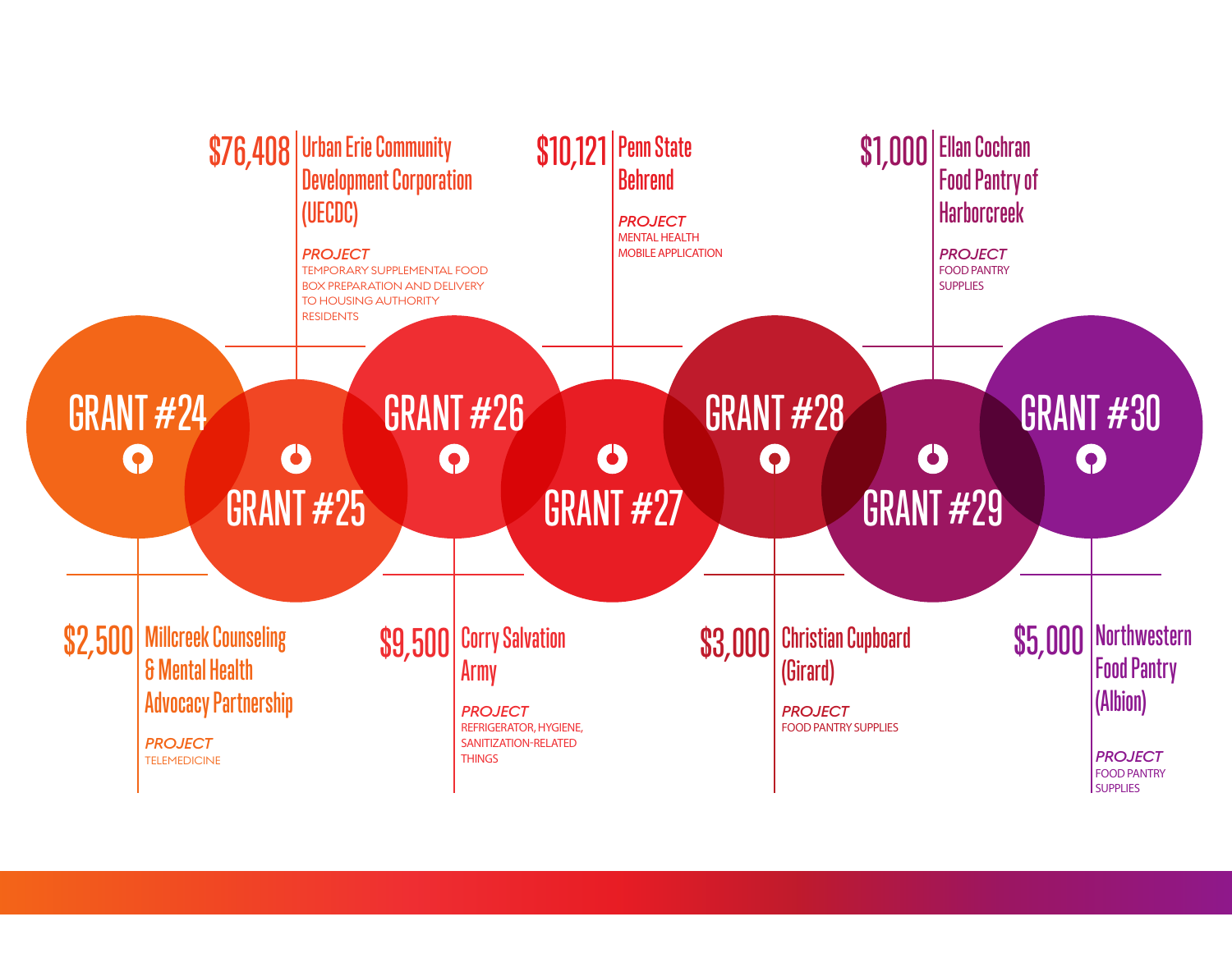## GRANT #24

**$2,500** Millcreek Counseling & Mental Health Advocacy Partnership

*PROJECT*
TELEMEDICINE

## GRANT #25

**$76,408** Urban Erie Community Development Corporation (UECDC)

*PROJECT*
TEMPORARY SUPPLEMENTAL FOOD BOX PREPARATION AND DELIVERY TO HOUSING AUTHORITY RESIDENTS

## GRANT #26

**$9,500** Corry Salvation Army

*PROJECT*
REFRIGERATOR, HYGIENE, SANITIZATION-RELATED THINGS

## GRANT #27

**$10,121** Penn State Behrend

*PROJECT*
MENTAL HEALTH MOBILE APPLICATION

## GRANT #28

**$3,000** Christian Cupboard (Girard)

*PROJECT*
FOOD PANTRY SUPPLIES

## GRANT #29

**$1,000** Ellan Cochran Food Pantry of Harborcreek

*PROJECT*
FOOD PANTRY SUPPLIES

## GRANT #30

**$5,000** Northwestern Food Pantry (Albion)

*PROJECT*
FOOD PANTRY SUPPLIES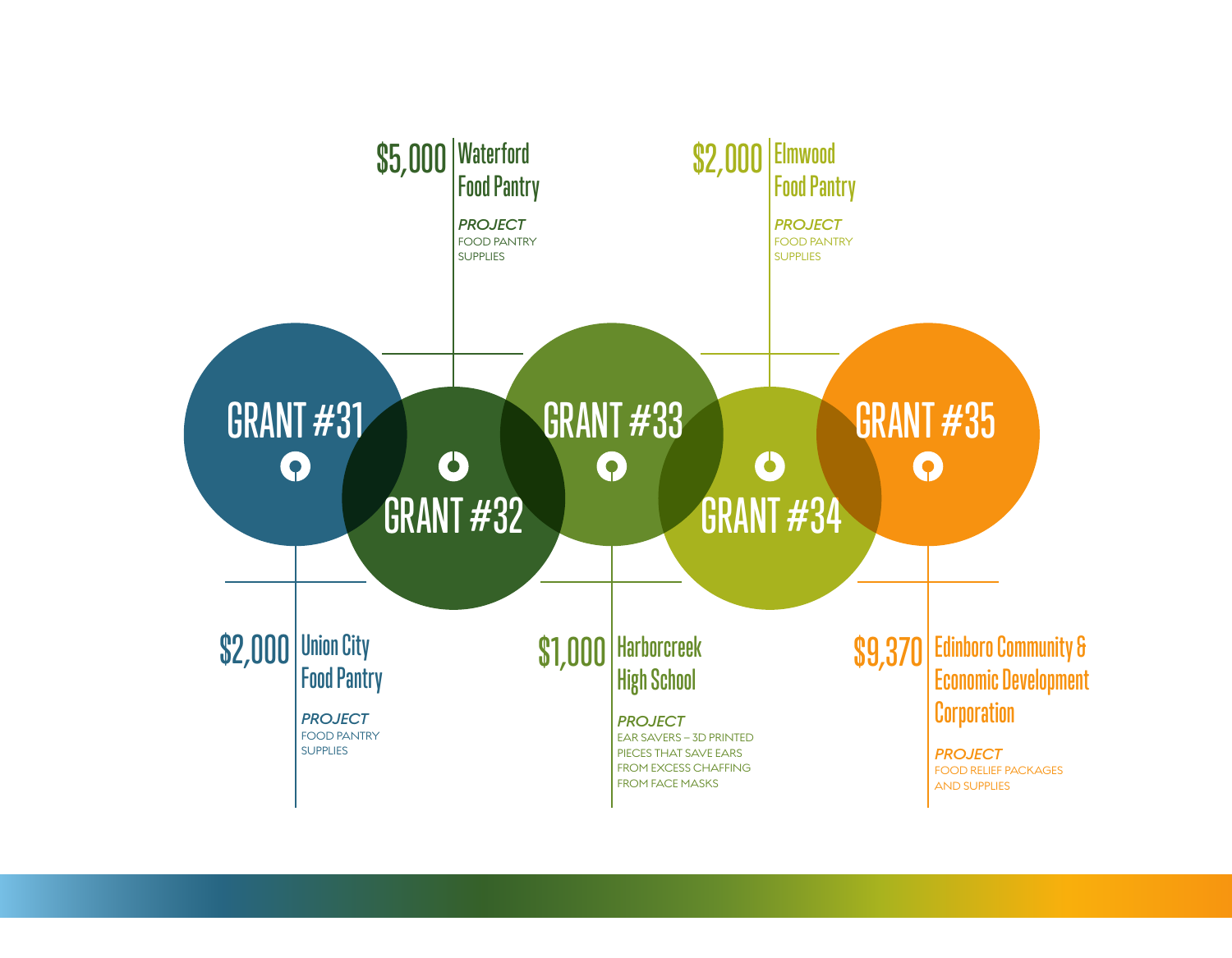## GRANT #31

**$2,000** Union City Food Pantry

*PROJECT*
FOOD PANTRY SUPPLIES

## GRANT #32

**$5,000** Waterford Food Pantry

*PROJECT*
FOOD PANTRY SUPPLIES

## GRANT #33

**$1,000** Harborcreek High School

*PROJECT*
EAR SAVERS – 3D PRINTED PIECES THAT SAVE EARS FROM EXCESS CHAFFING FROM FACE MASKS

## GRANT #34

**$2,000** Elmwood Food Pantry

*PROJECT*
FOOD PANTRY SUPPLIES

## GRANT #35

**$9,370** Edinboro Community & Economic Development Corporation

*PROJECT*
FOOD RELIEF PACKAGES AND SUPPLIES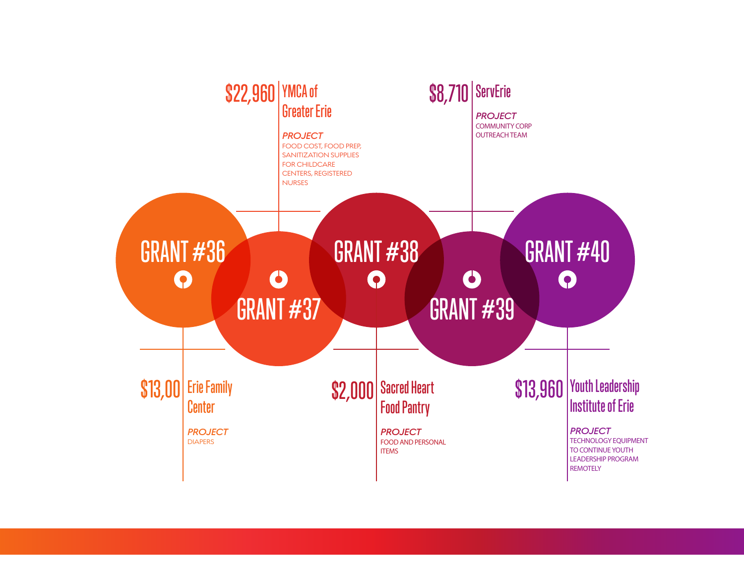## GRANT #36

**$13,00** Erie Family Center

*PROJECT*
DIAPERS

## GRANT #37

**$22,960** YMCA of Greater Erie

*PROJECT*
FOOD COST, FOOD PREP, SANITIZATION SUPPLIES FOR CHILDCARE CENTERS, REGISTERED NURSES

## GRANT #38

**$2,000** Sacred Heart Food Pantry

*PROJECT*
FOOD AND PERSONAL ITEMS

## GRANT #39

**$8,710** ServErie

*PROJECT*
COMMUNITY CORP OUTREACH TEAM

## GRANT #40

**$13,960** Youth Leadership Institute of Erie

*PROJECT*
TECHNOLOGY EQUIPMENT TO CONTINUE YOUTH LEADERSHIP PROGRAM REMOTELY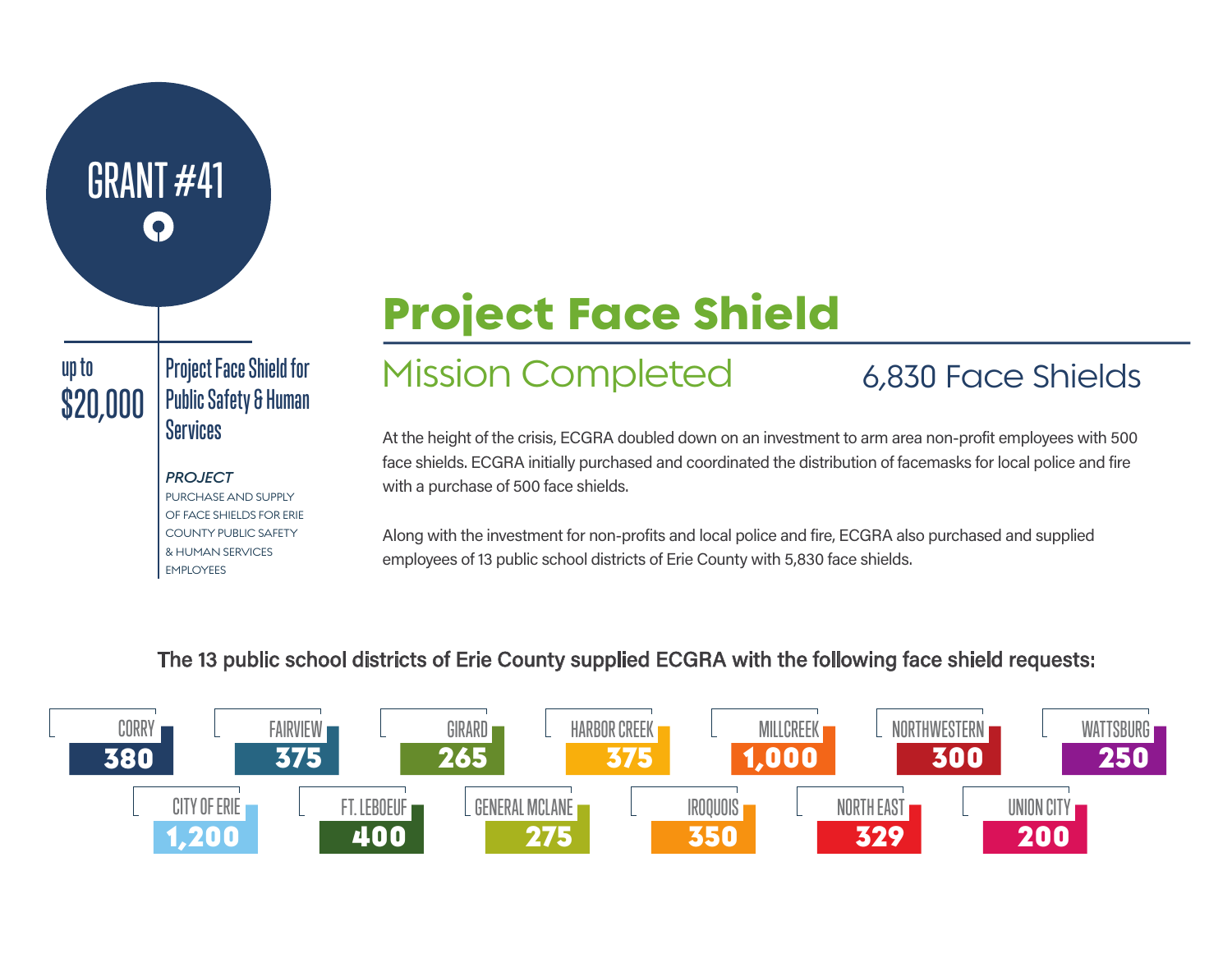# GRANT #41

up to
$20,000

Project Face Shield for Public Safety & Human Services

*PROJECT*
PURCHASE AND SUPPLY OF FACE SHIELDS FOR ERIE COUNTY PUBLIC SAFETY & HUMAN SERVICES EMPLOYEES

## Project Face Shield

### Mission Completed

### 6,830 Face Shields

At the height of the crisis, ECGRA doubled down on an investment to arm area non-profit employees with 500 face shields. ECGRA initially purchased and coordinated the distribution of facemasks for local police and fire with a purchase of 500 face shields.

Along with the investment for non-profits and local police and fire, ECGRA also purchased and supplied employees of 13 public school districts of Erie County with 5,830 face shields.

**The 13 public school districts of Erie County supplied ECGRA with the following face shield requests:**

| School District | Face Shields |
|---|---|
| CORRY | 380 |
| FAIRVIEW | 375 |
| GIRARD | 265 |
| HARBOR CREEK | 375 |
| MILLCREEK | 1,000 |
| NORTHWESTERN | 300 |
| WATTSBURG | 250 |
| CITY OF ERIE | 1,200 |
| FT. LEBOEUF | 400 |
| GENERAL MCLANE | 275 |
| IROQUOIS | 350 |
| NORTH EAST | 329 |
| UNION CITY | 200 |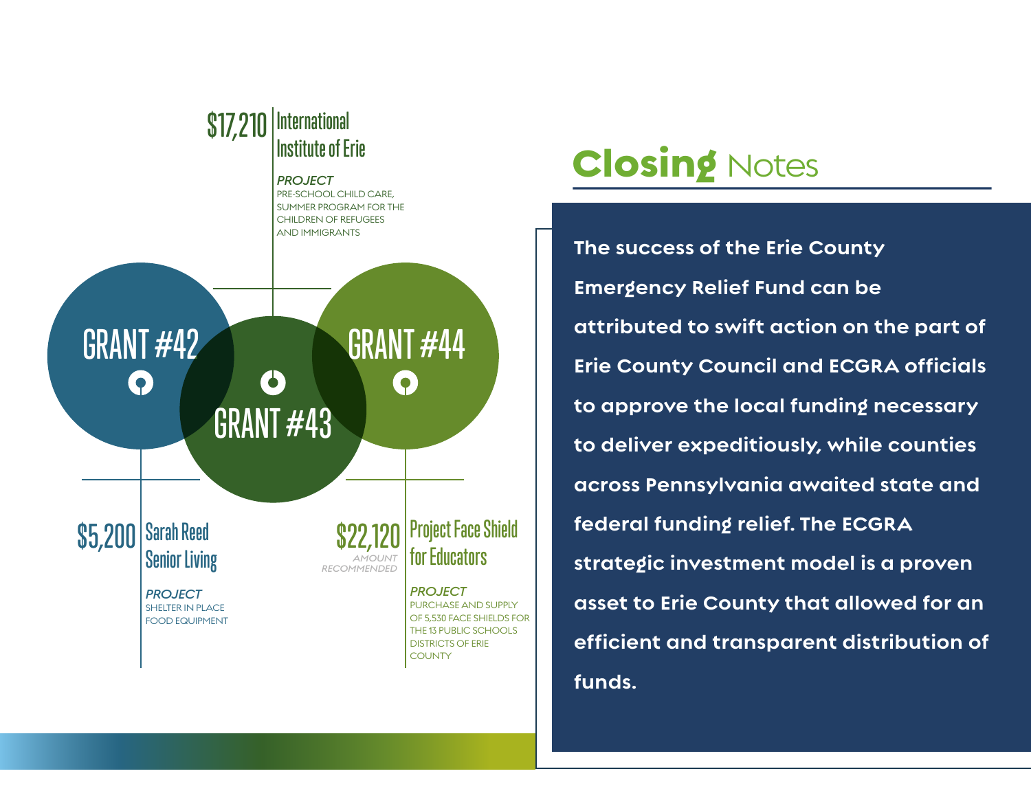$17,210 International Institute of Erie

*PROJECT*
PRE-SCHOOL CHILD CARE, SUMMER PROGRAM FOR THE CHILDREN OF REFUGEES AND IMMIGRANTS

GRANT #42

GRANT #43

GRANT #44

$5,200 Sarah Reed Senior Living

*PROJECT*
SHELTER IN PLACE FOOD EQUIPMENT

$22,120 Project Face Shield for Educators

*AMOUNT RECOMMENDED*

*PROJECT*
PURCHASE AND SUPPLY OF 5,530 FACE SHIELDS FOR THE 13 PUBLIC SCHOOLS DISTRICTS OF ERIE COUNTY

## Closing Notes

**The success of the Erie County Emergency Relief Fund can be attributed to swift action on the part of Erie County Council and ECGRA officials to approve the local funding necessary to deliver expeditiously, while counties across Pennsylvania awaited state and federal funding relief. The ECGRA strategic investment model is a proven asset to Erie County that allowed for an efficient and transparent distribution of funds.**